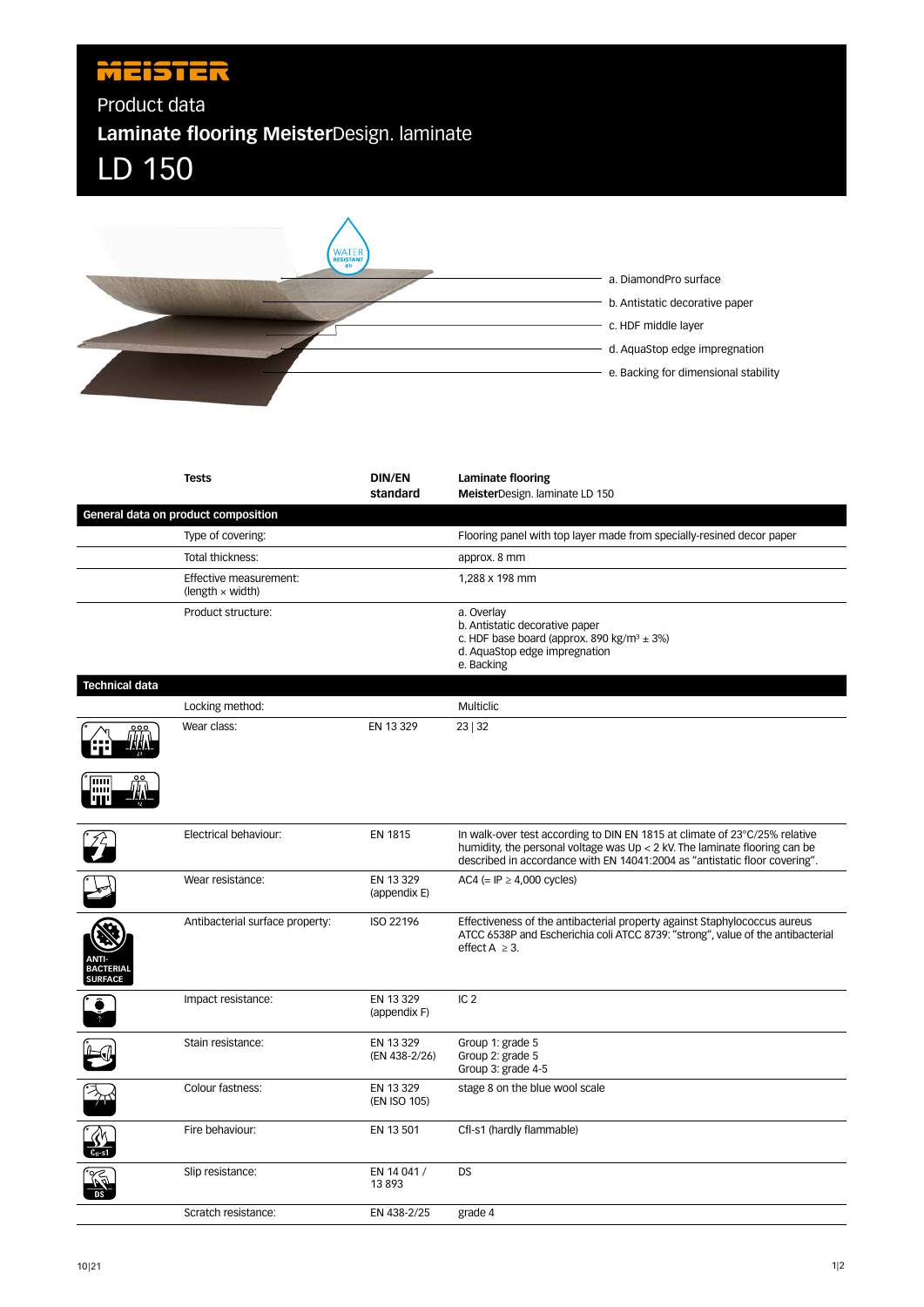MEISTER

Product data

# Laminate flooring MeisterDesign. laminate

# LD 150

WATER RESISTANT

a. DiamondPro surface
b. Antistatic decorative paper
c. HDF middle layer
d. AquaStop edge impregnation
e. Backing for dimensional stability

| Tests | DIN/EN standard | Laminate flooring **Meister**Design. laminate LD 150 |
|---|---|---|
| **General data on product composition** | | |
| Type of covering: | | Flooring panel with top layer made from specially-resined decor paper |
| Total thickness: | | approx. 8 mm |
| Effective measurement: (length × width) | | 1,288 x 198 mm |
| Product structure: | | a. Overlay<br>b. Antistatic decorative paper<br>c. HDF base board (approx. 890 kg/m³ ± 3%)<br>d. AquaStop edge impregnation<br>e. Backing |
| **Technical data** | | |
| Locking method: | | Multiclic |
| Wear class: | EN 13 329 | 23 \| 32 |
| Electrical behaviour: | EN 1815 | In walk-over test according to DIN EN 1815 at climate of 23°C/25% relative humidity, the personal voltage was Up < 2 kV. The laminate flooring can be described in accordance with EN 14041:2004 as "antistatic floor covering". |
| Wear resistance: | EN 13 329 (appendix E) | AC4 (= IP ≥ 4,000 cycles) |
| Antibacterial surface property: | ISO 22196 | Effectiveness of the antibacterial property against Staphylococcus aureus ATCC 6538P and Escherichia coli ATCC 8739: "strong", value of the antibacterial effect A ≥ 3. |
| Impact resistance: | EN 13 329 (appendix F) | IC 2 |
| Stain resistance: | EN 13 329 (EN 438-2/26) | Group 1: grade 5<br>Group 2: grade 5<br>Group 3: grade 4-5 |
| Colour fastness: | EN 13 329 (EN ISO 105) | stage 8 on the blue wool scale |
| Fire behaviour: | EN 13 501 | Cfl-s1 (hardly flammable) |
| Slip resistance: | EN 14 041 / 13 893 | DS |
| Scratch resistance: | EN 438-2/25 | grade 4 |

10|21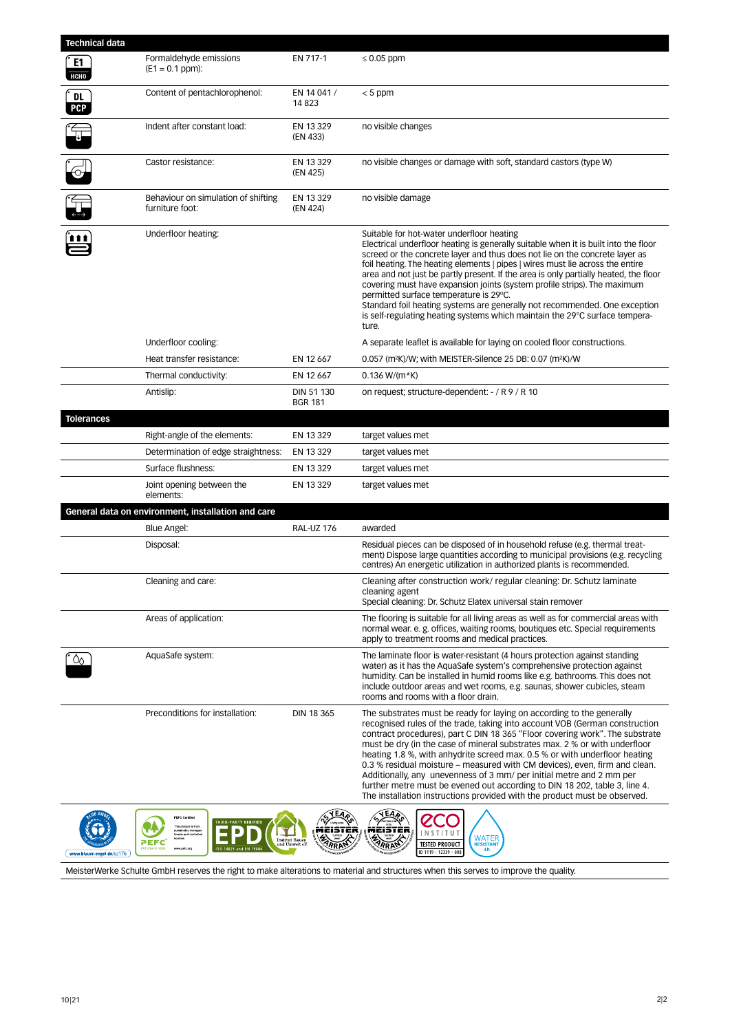## Technical data

| | | | |
|---|---|---|---|
| E1 HCHO | Formaldehyde emissions (E1 = 0.1 ppm): | EN 717-1 | ≤ 0.05 ppm |
| DL PCP | Content of pentachlorophenol: | EN 14 041 / 14 823 | < 5 ppm |
| | Indent after constant load: | EN 13 329 (EN 433) | no visible changes |
| | Castor resistance: | EN 13 329 (EN 425) | no visible changes or damage with soft, standard castors (type W) |
| | Behaviour on simulation of shifting furniture foot: | EN 13 329 (EN 424) | no visible damage |
| | Underfloor heating: | | Suitable for hot-water underfloor heating<br>Electrical underfloor heating is generally suitable when it is built into the floor screed or the concrete layer and thus does not lie on the concrete layer as foil heating. The heating elements \| pipes \| wires must lie across the entire area and not just be partly present. If the area is only partially heated, the floor covering must have expansion joints (system profile strips). The maximum permitted surface temperature is 29°C.<br>Standard foil heating systems are generally not recommended. One exception is self-regulating heating systems which maintain the 29°C surface temperature. |
| | Underfloor cooling: | | A separate leaflet is available for laying on cooled floor constructions. |
| | Heat transfer resistance: | EN 12 667 | 0.057 (m²K)/W; with MEISTER-Silence 25 DB: 0.07 (m²K)/W |
| | Thermal conductivity: | EN 12 667 | 0.136 W/(m*K) |
| | Antislip: | DIN 51 130 BGR 181 | on request; structure-dependent: - / R 9 / R 10 |

## Tolerances

| | | | |
|---|---|---|---|
| | Right-angle of the elements: | EN 13 329 | target values met |
| | Determination of edge straightness: | EN 13 329 | target values met |
| | Surface flushness: | EN 13 329 | target values met |
| | Joint opening between the elements: | EN 13 329 | target values met |

## General data on environment, installation and care

| | | | |
|---|---|---|---|
| | Blue Angel: | RAL-UZ 176 | awarded |
| | Disposal: | | Residual pieces can be disposed of in household refuse (e.g. thermal treatment) Dispose large quantities according to municipal provisions (e.g. recycling centres) An energetic utilization in authorized plants is recommended. |
| | Cleaning and care: | | Cleaning after construction work/ regular cleaning: Dr. Schutz laminate cleaning agent<br>Special cleaning: Dr. Schutz Elatex universal stain remover |
| | Areas of application: | | The flooring is suitable for all living areas as well as for commercial areas with normal wear. e. g. offices, waiting rooms, boutiques etc. Special requirements apply to treatment rooms and medical practices. |
| | AquaSafe system: | | The laminate floor is water-resistant (4 hours protection against standing water) as it has the AquaSafe system's comprehensive protection against humidity. Can be installed in humid rooms like e.g. bathrooms. This does not include outdoor areas and wet rooms, e.g. saunas, shower cubicles, steam rooms and rooms with a floor drain. |
| | Preconditions for installation: | DIN 18 365 | The substrates must be ready for laying on according to the generally recognised rules of the trade, taking into account VOB (German construction contract procedures), part C DIN 18 365 "Floor covering work". The substrate must be dry (in the case of mineral substrates max. 2 % or with underfloor heating 1.8 %, with anhydrite screed max. 0.5 % or with underfloor heating 0.3 % residual moisture – measured with CM devices), even, firm and clean. Additionally, any unevenness of 3 mm/ per initial metre and 2 mm per further metre must be evened out according to DIN 18 202, table 3, line 4. The installation instructions provided with the product must be observed. |

www.blauer-engel.de/uz176 · PEFC · EPD · 25 YEARS MEISTER WARRANTY · 5 YEARS MEISTER WARRANTY · eco INSTITUT TESTED PRODUCT ID 1119 - 12339 - 008 · WATER RESISTANT 4h

MeisterWerke Schulte GmbH reserves the right to make alterations to material and structures when this serves to improve the quality.

10|21